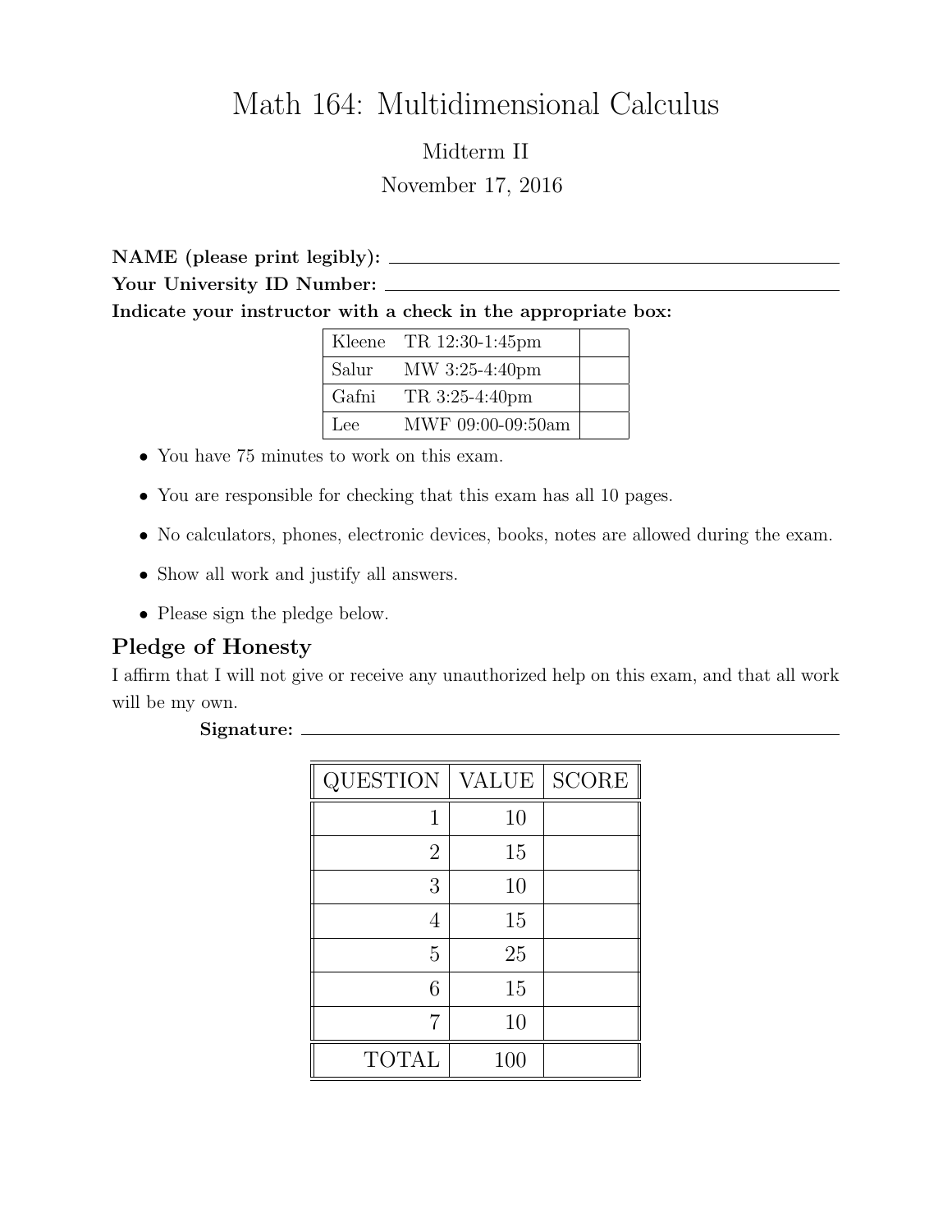# Math 164: Multidimensional Calculus

Midterm II

November 17, 2016

**NAME (please print legibly):** ______________________________

**Your University ID Number:** ______________________________

**Indicate your instructor with a check in the appropriate box:**

| | | |
|---|---|---|
| Kleene | TR 12:30-1:45pm | |
| Salur | MW 3:25-4:40pm | |
| Gafni | TR 3:25-4:40pm | |
| Lee | MWF 09:00-09:50am | |

- You have 75 minutes to work on this exam.
- You are responsible for checking that this exam has all 10 pages.
- No calculators, phones, electronic devices, books, notes are allowed during the exam.
- Show all work and justify all answers.
- Please sign the pledge below.

## Pledge of Honesty

I affirm that I will not give or receive any unauthorized help on this exam, and that all work will be my own.

**Signature:** ______________________________

| QUESTION | VALUE | SCORE |
|---|---|---|
| 1 | 10 | |
| 2 | 15 | |
| 3 | 10 | |
| 4 | 15 | |
| 5 | 25 | |
| 6 | 15 | |
| 7 | 10 | |
| TOTAL | 100 | |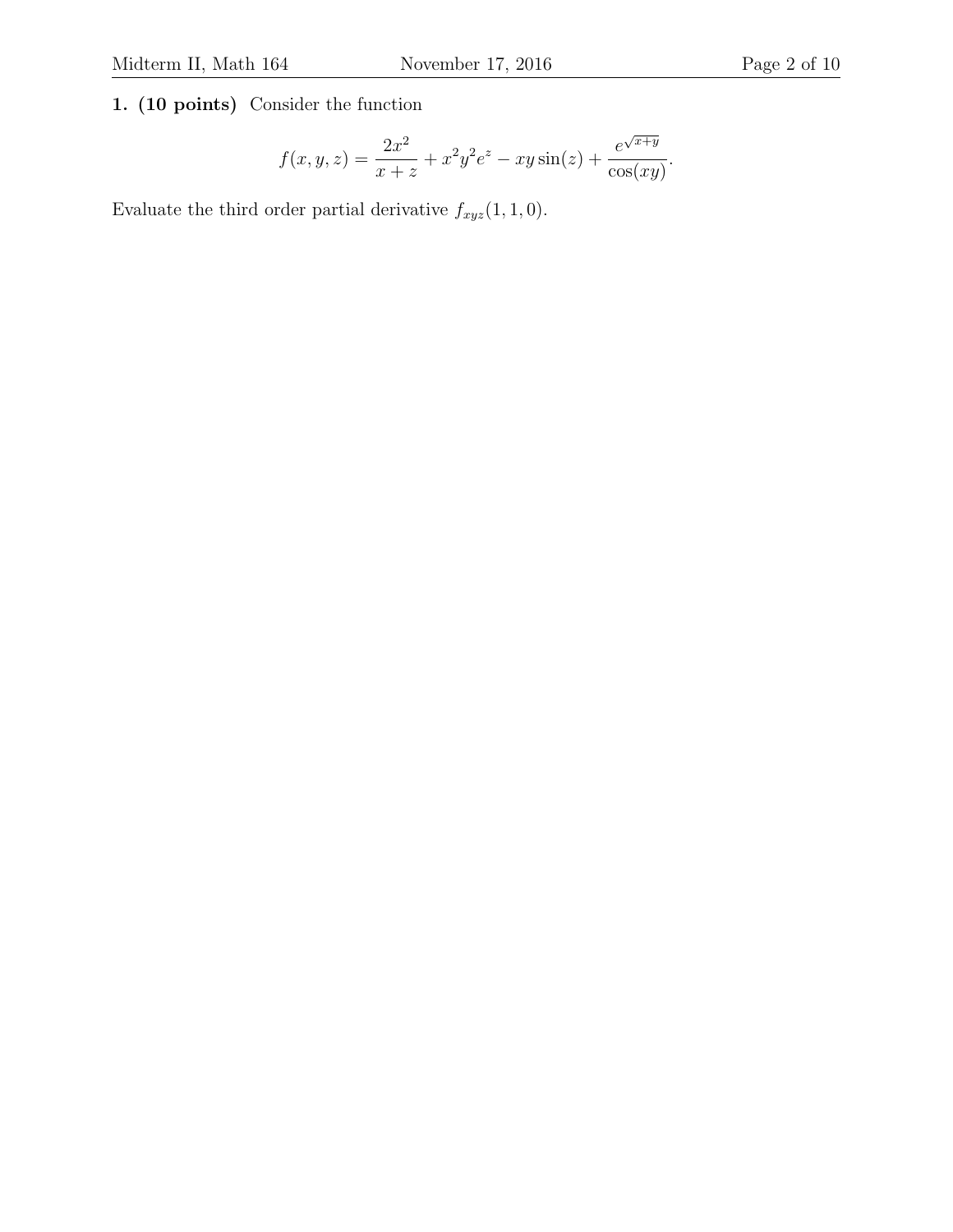**1. (10 points)** Consider the function

$$f(x, y, z) = \frac{2x^2}{x + z} + x^2y^2e^z - xy\sin(z) + \frac{e^{\sqrt{x+y}}}{\cos(xy)}.$$

Evaluate the third order partial derivative $f_{xyz}(1, 1, 0)$.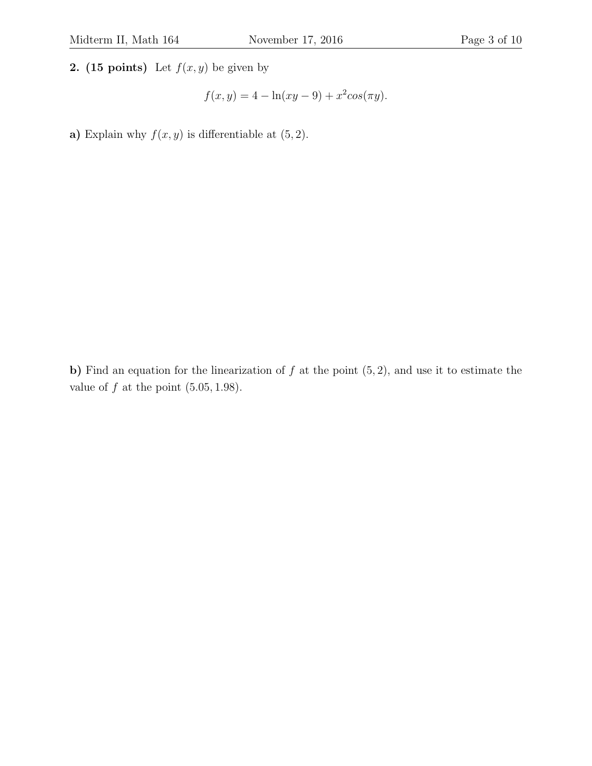**2. (15 points)** Let $f(x, y)$ be given by

$$f(x, y) = 4 - \ln(xy - 9) + x^2 cos(\pi y).$$

**a)** Explain why $f(x, y)$ is differentiable at $(5, 2)$.

**b)** Find an equation for the linearization of $f$ at the point $(5, 2)$, and use it to estimate the value of $f$ at the point $(5.05, 1.98)$.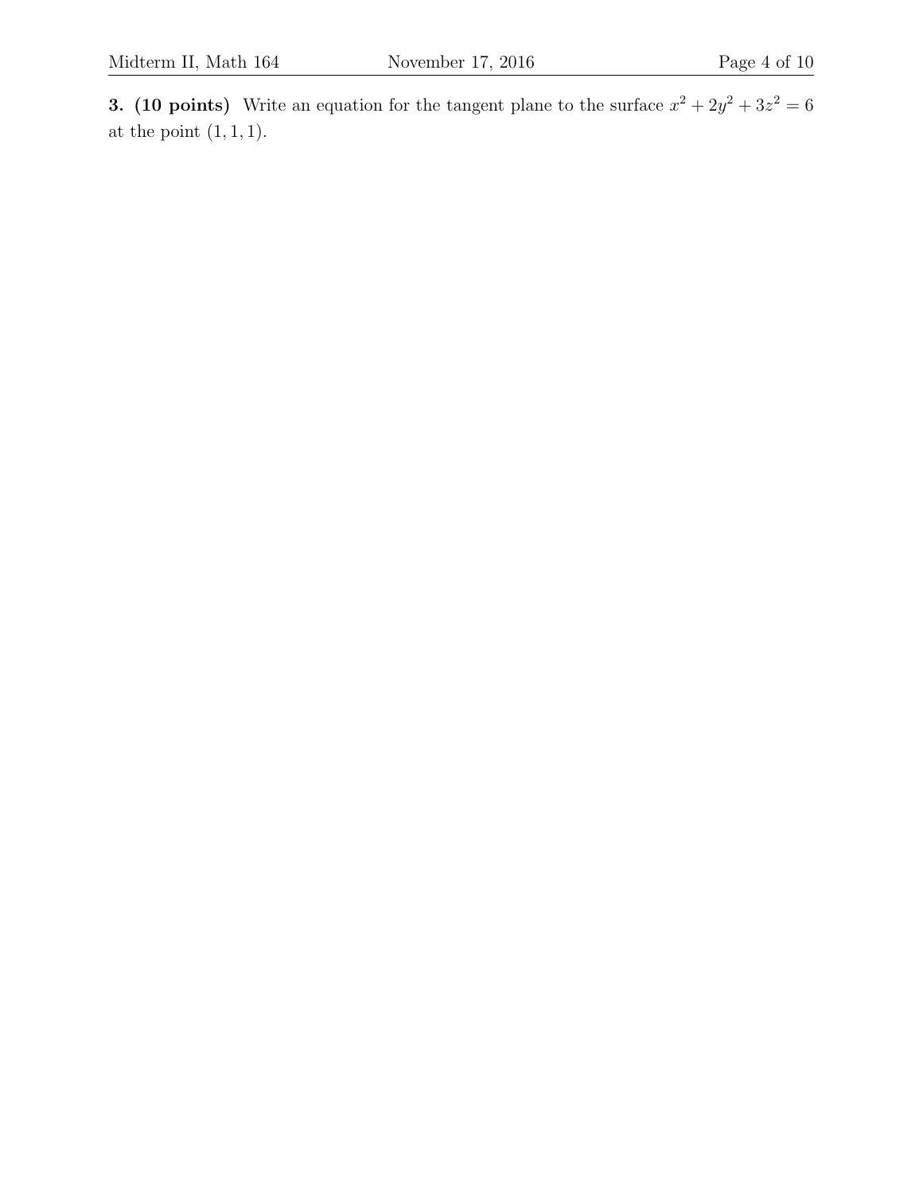**3. (10 points)** Write an equation for the tangent plane to the surface $x^2 + 2y^2 + 3z^2 = 6$ at the point $(1, 1, 1)$.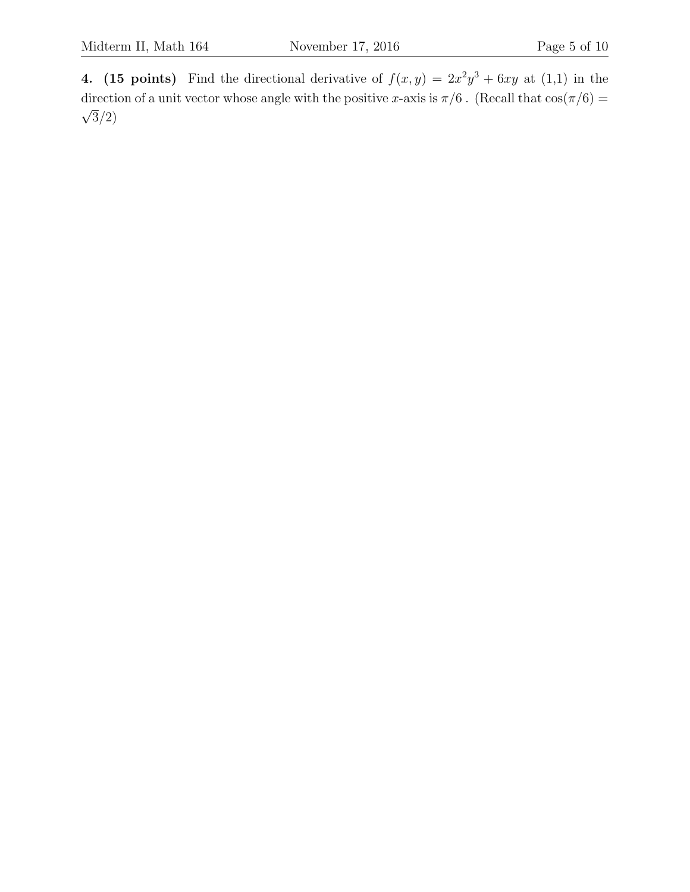**4. (15 points)** Find the directional derivative of $f(x, y) = 2x^2y^3 + 6xy$ at (1,1) in the direction of a unit vector whose angle with the positive $x$-axis is $\pi/6$ . (Recall that $\cos(\pi/6) = \sqrt{3}/2$)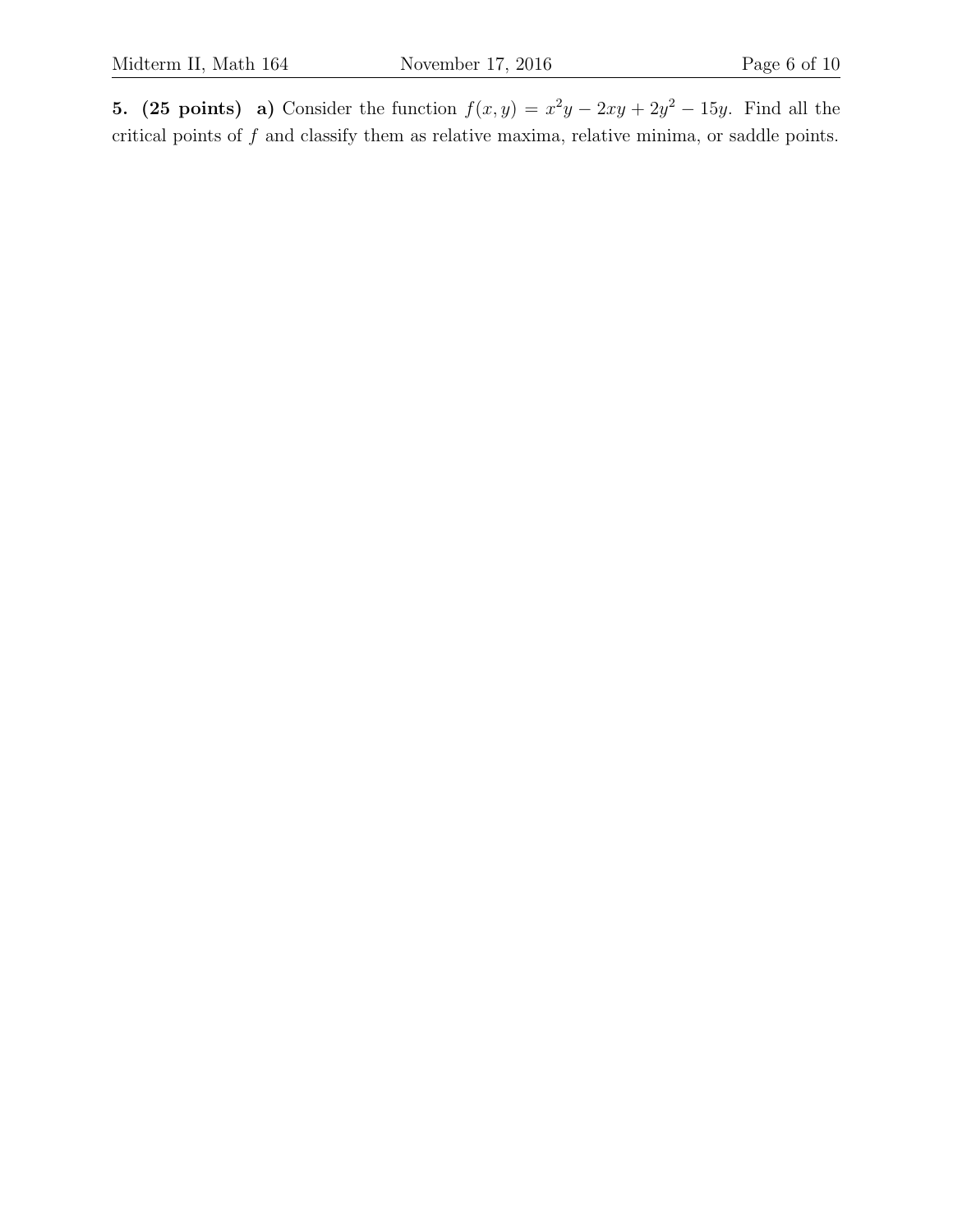**5. (25 points)** **a)** Consider the function $f(x, y) = x^2y - 2xy + 2y^2 - 15y$. Find all the critical points of $f$ and classify them as relative maxima, relative minima, or saddle points.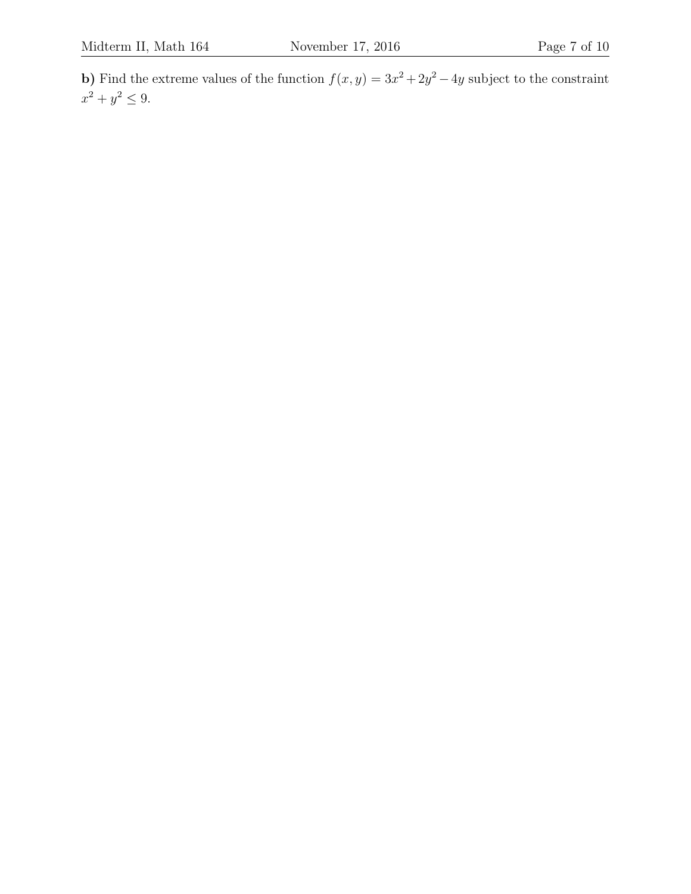**b)** Find the extreme values of the function $f(x, y) = 3x^2 + 2y^2 - 4y$ subject to the constraint $x^2 + y^2 \leq 9$.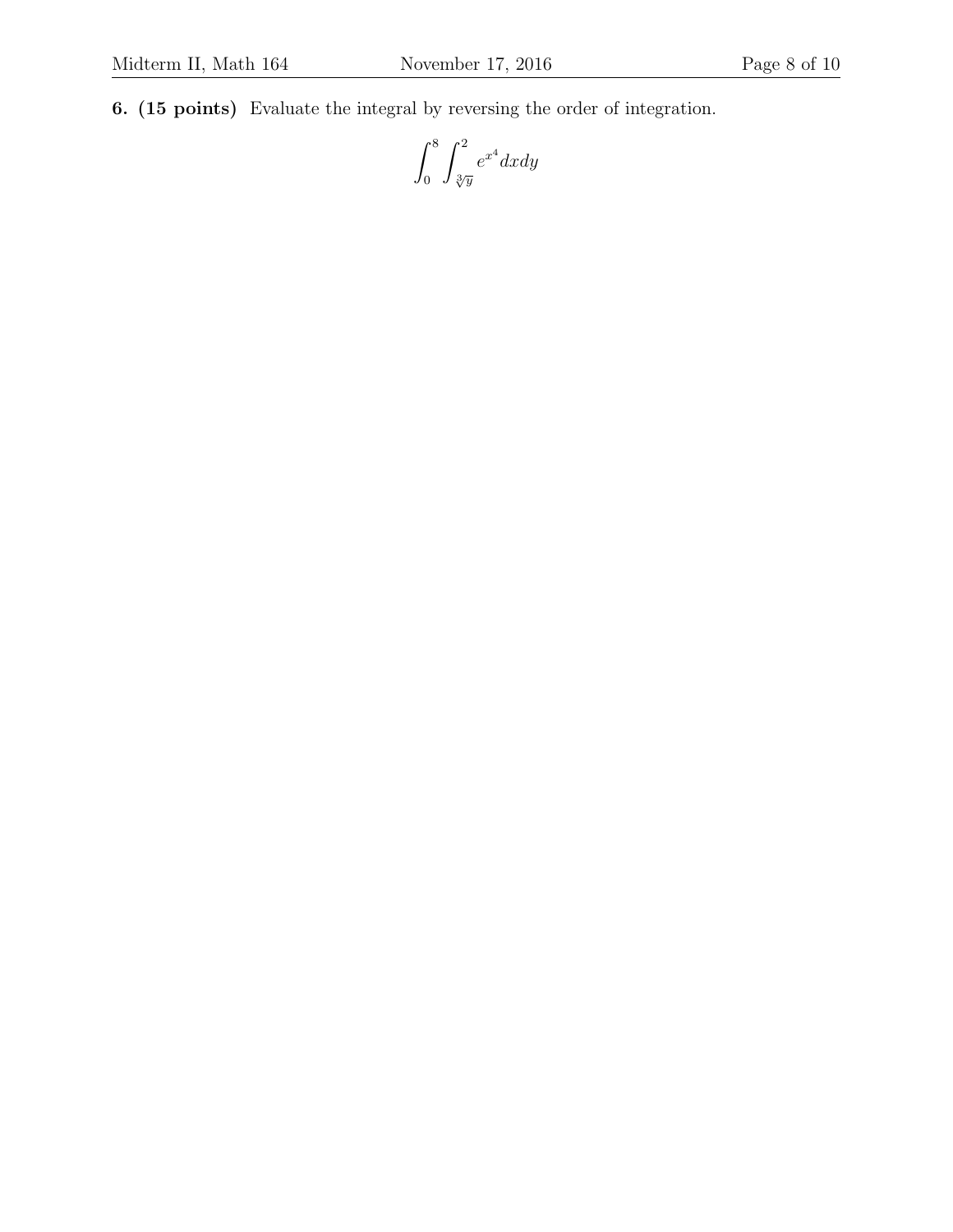**6. (15 points)** Evaluate the integral by reversing the order of integration.

$$\int_0^8 \int_{\sqrt[3]{y}}^2 e^{x^4} dx dy$$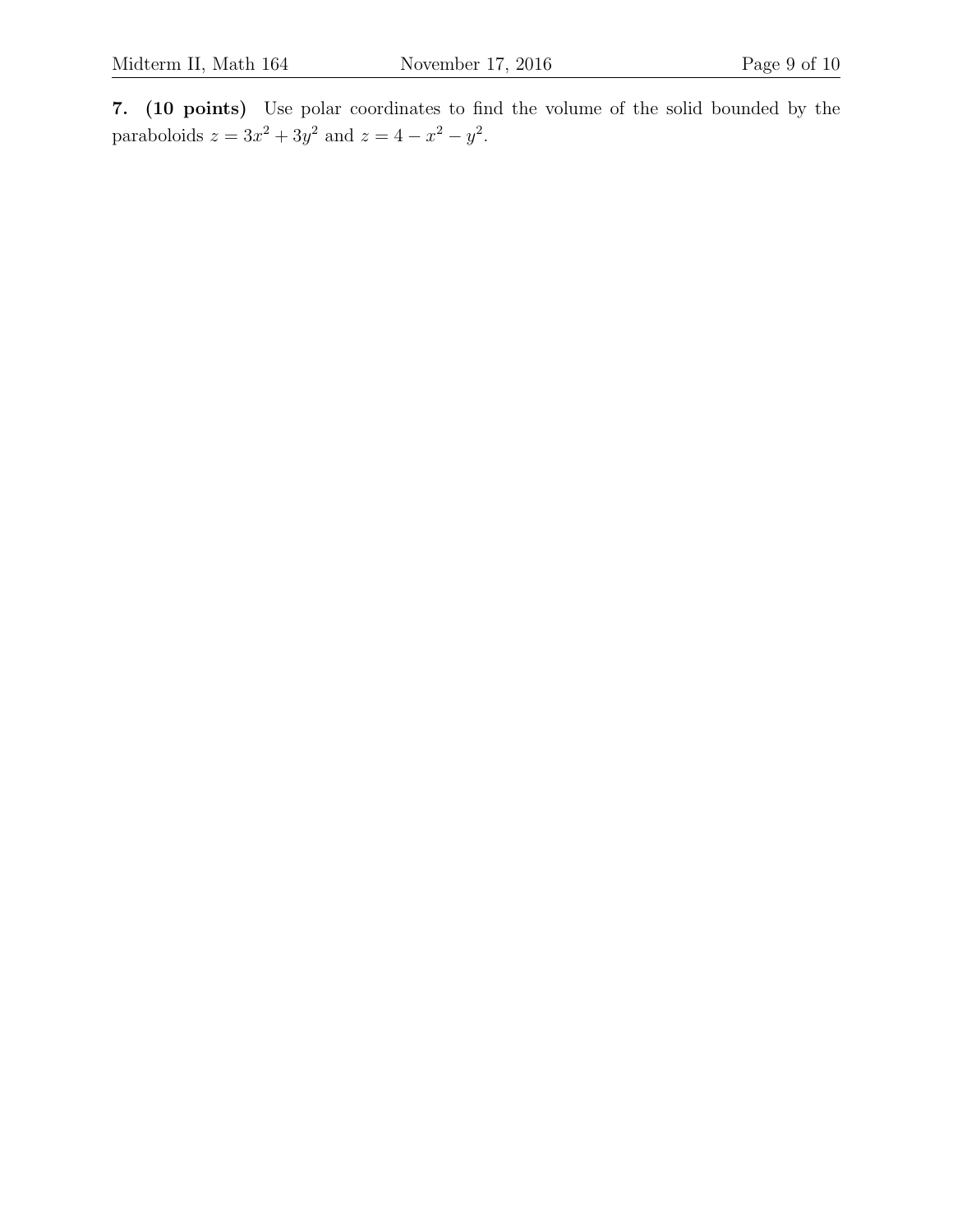**7. (10 points)** Use polar coordinates to find the volume of the solid bounded by the paraboloids $z = 3x^2 + 3y^2$ and $z = 4 - x^2 - y^2$.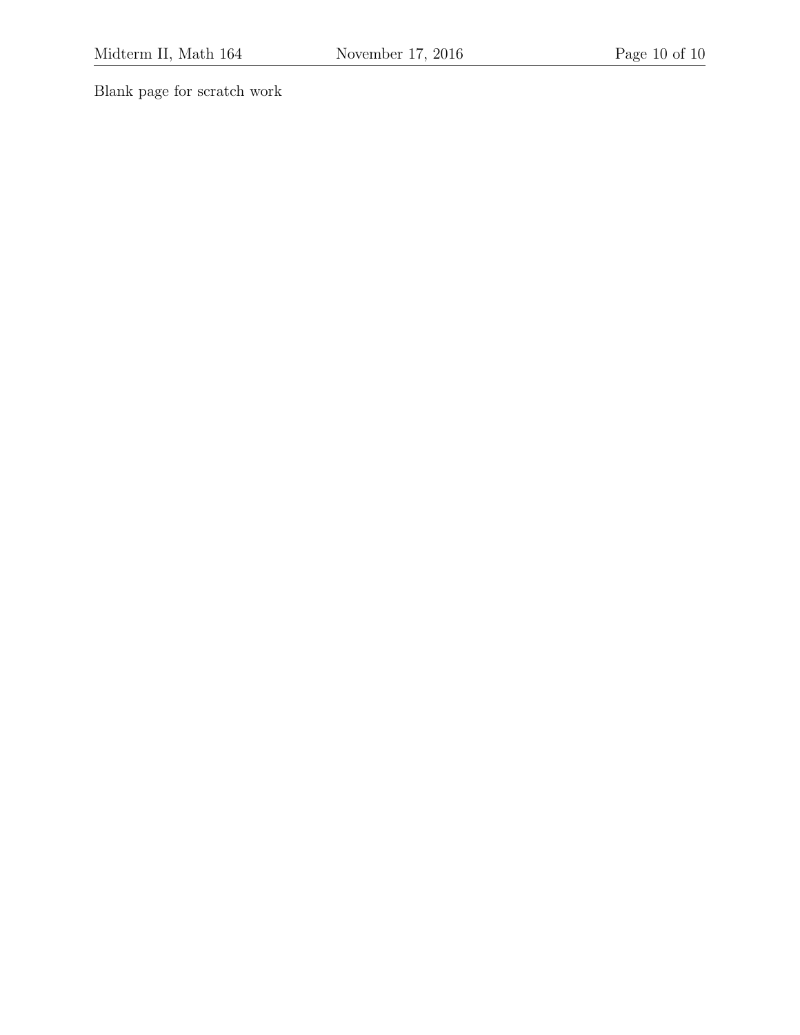Blank page for scratch work